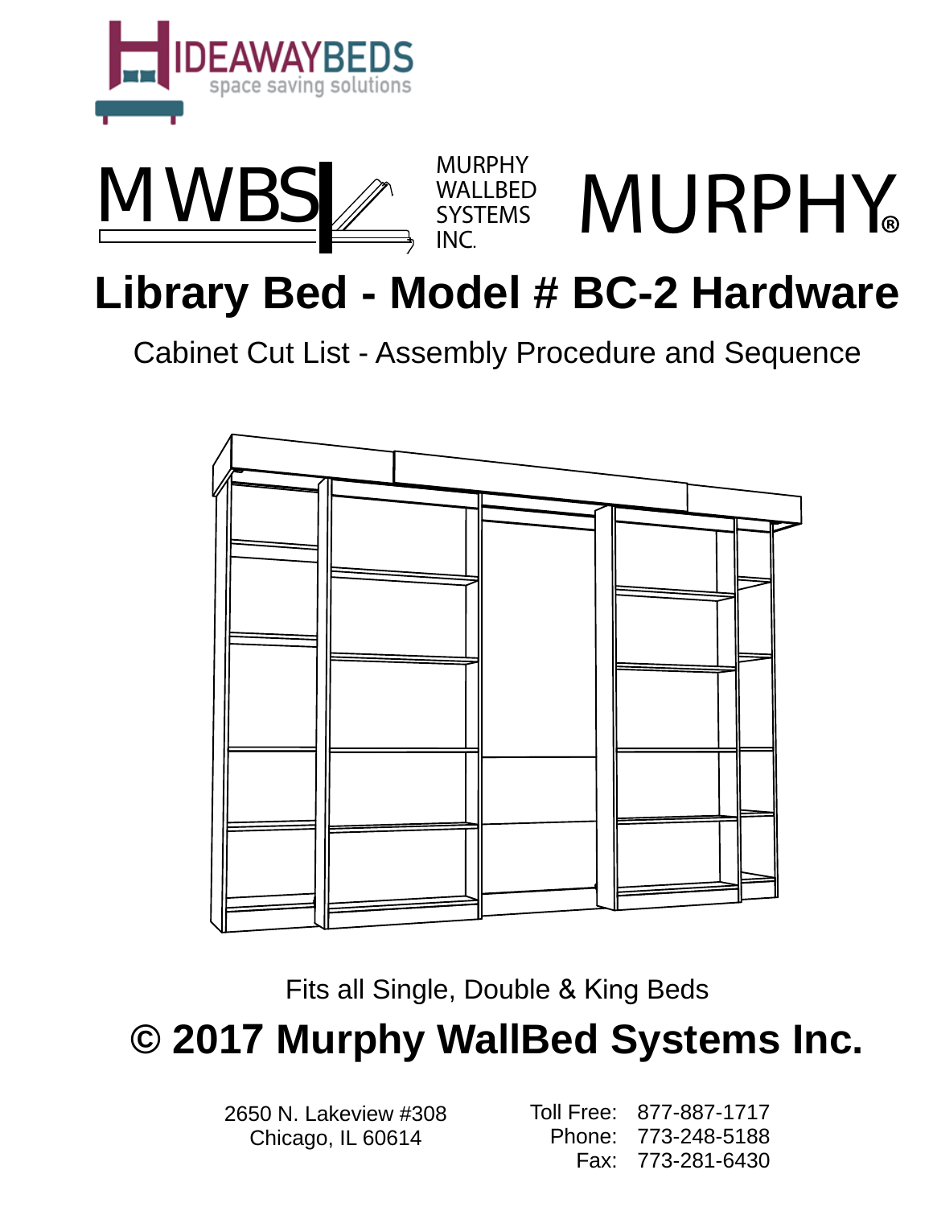HIDEAWAYBEDS
space saving solutions

MWBS MURPHY WALLBED SYSTEMS INC.

MURPHY®

# Library Bed - Model # BC-2 Hardware

## Cabinet Cut List - Assembly Procedure and Sequence

Fits all Single, Double & King Beds

# © 2017 Murphy WallBed Systems Inc.

2650 N. Lakeview #308
Chicago, IL 60614

Toll Free: 877-887-1717
Phone: 773-248-5188
Fax: 773-281-6430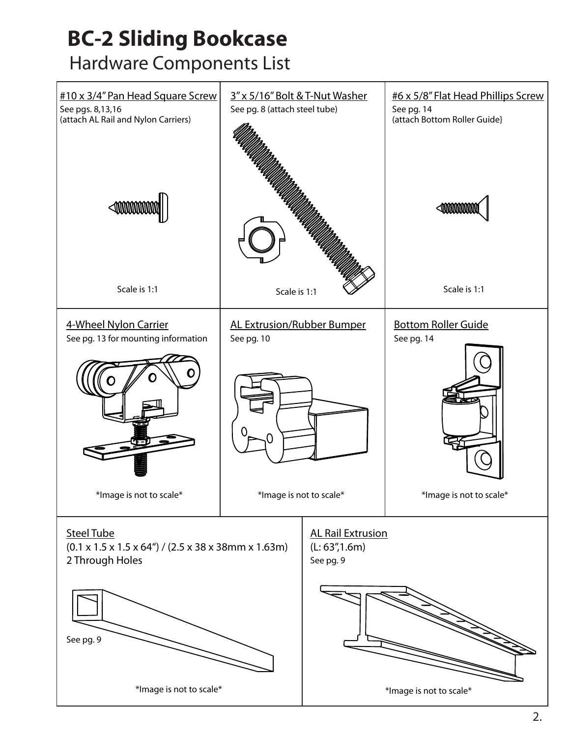# BC-2 Sliding Bookcase

## Hardware Components List

#10 x 3/4" Pan Head Square Screw
See pgs. 8,13,16
(attach AL Rail and Nylon Carriers)

Scale is 1:1

3" x 5/16" Bolt & T-Nut Washer
See pg. 8 (attach steel tube)

Scale is 1:1

#6 x 5/8" Flat Head Phillips Screw
See pg. 14
(attach Bottom Roller Guide}

Scale is 1:1

4-Wheel Nylon Carrier
See pg. 13 for mounting information

*Image is not to scale*

AL Extrusion/Rubber Bumper
See pg. 10

*Image is not to scale*

Bottom Roller Guide
See pg. 14

*Image is not to scale*

Steel Tube
(0.1 x 1.5 x 1.5 x 64") / (2.5 x 38 x 38mm x 1.63m)
2 Through Holes

See pg. 9

*Image is not to scale*

AL Rail Extrusion
(L: 63",1.6m)
See pg. 9

*Image is not to scale*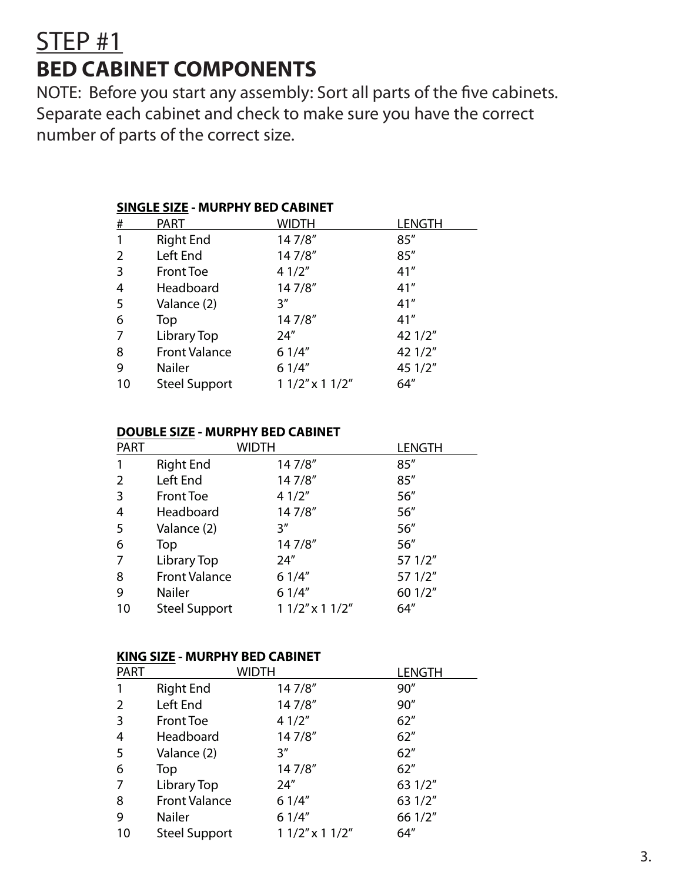# STEP #1

## BED CABINET COMPONENTS

NOTE: Before you start any assembly: Sort all parts of the five cabinets. Separate each cabinet and check to make sure you have the correct number of parts of the correct size.

**SINGLE SIZE - MURPHY BED CABINET**

| # | PART | WIDTH | LENGTH |
|---|---|---|---|
| 1 | Right End | 14 7/8″ | 85″ |
| 2 | Left End | 14 7/8″ | 85″ |
| 3 | Front Toe | 4 1/2″ | 41″ |
| 4 | Headboard | 14 7/8″ | 41″ |
| 5 | Valance (2) | 3″ | 41″ |
| 6 | Top | 14 7/8″ | 41″ |
| 7 | Library Top | 24″ | 42 1/2″ |
| 8 | Front Valance | 6 1/4″ | 42 1/2″ |
| 9 | Nailer | 6 1/4″ | 45 1/2″ |
| 10 | Steel Support | 1 1/2″ x 1 1/2″ | 64″ |

**DOUBLE SIZE - MURPHY BED CABINET**

| PART | | WIDTH | LENGTH |
|---|---|---|---|
| 1 | Right End | 14 7/8″ | 85″ |
| 2 | Left End | 14 7/8″ | 85″ |
| 3 | Front Toe | 4 1/2″ | 56″ |
| 4 | Headboard | 14 7/8″ | 56″ |
| 5 | Valance (2) | 3″ | 56″ |
| 6 | Top | 14 7/8″ | 56″ |
| 7 | Library Top | 24″ | 57 1/2″ |
| 8 | Front Valance | 6 1/4″ | 57 1/2″ |
| 9 | Nailer | 6 1/4″ | 60 1/2″ |
| 10 | Steel Support | 1 1/2″ x 1 1/2″ | 64″ |

**KING SIZE - MURPHY BED CABINET**

| PART | | WIDTH | LENGTH |
|---|---|---|---|
| 1 | Right End | 14 7/8″ | 90″ |
| 2 | Left End | 14 7/8″ | 90″ |
| 3 | Front Toe | 4 1/2″ | 62″ |
| 4 | Headboard | 14 7/8″ | 62″ |
| 5 | Valance (2) | 3″ | 62″ |
| 6 | Top | 14 7/8″ | 62″ |
| 7 | Library Top | 24″ | 63 1/2″ |
| 8 | Front Valance | 6 1/4″ | 63 1/2″ |
| 9 | Nailer | 6 1/4″ | 66 1/2″ |
| 10 | Steel Support | 1 1/2″ x 1 1/2″ | 64″ |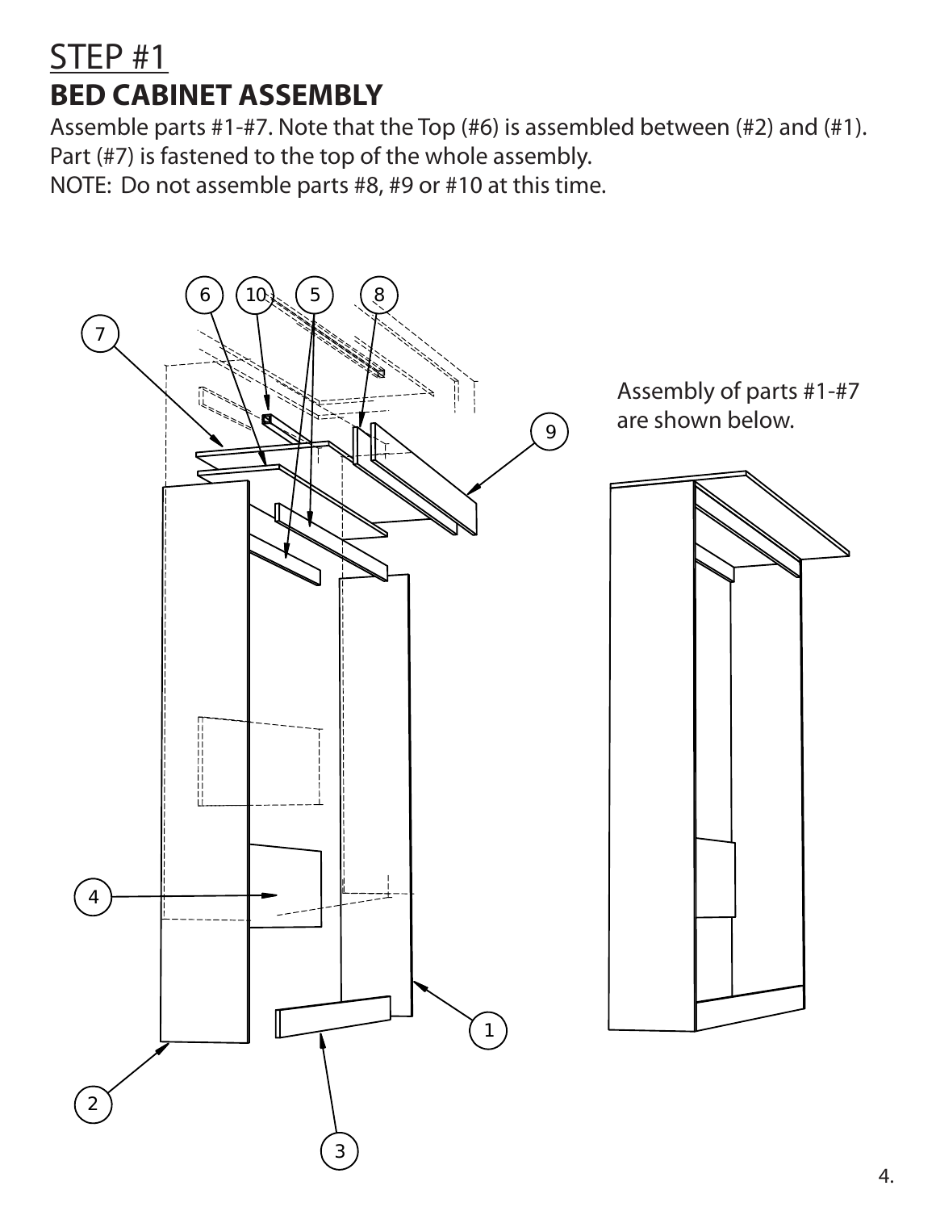# STEP #1

## BED CABINET ASSEMBLY

Assemble parts #1-#7. Note that the Top (#6) is assembled between (#2) and (#1). Part (#7) is fastened to the top of the whole assembly.

NOTE: Do not assemble parts #8, #9 or #10 at this time.

Assembly of parts #1-#7 are shown below.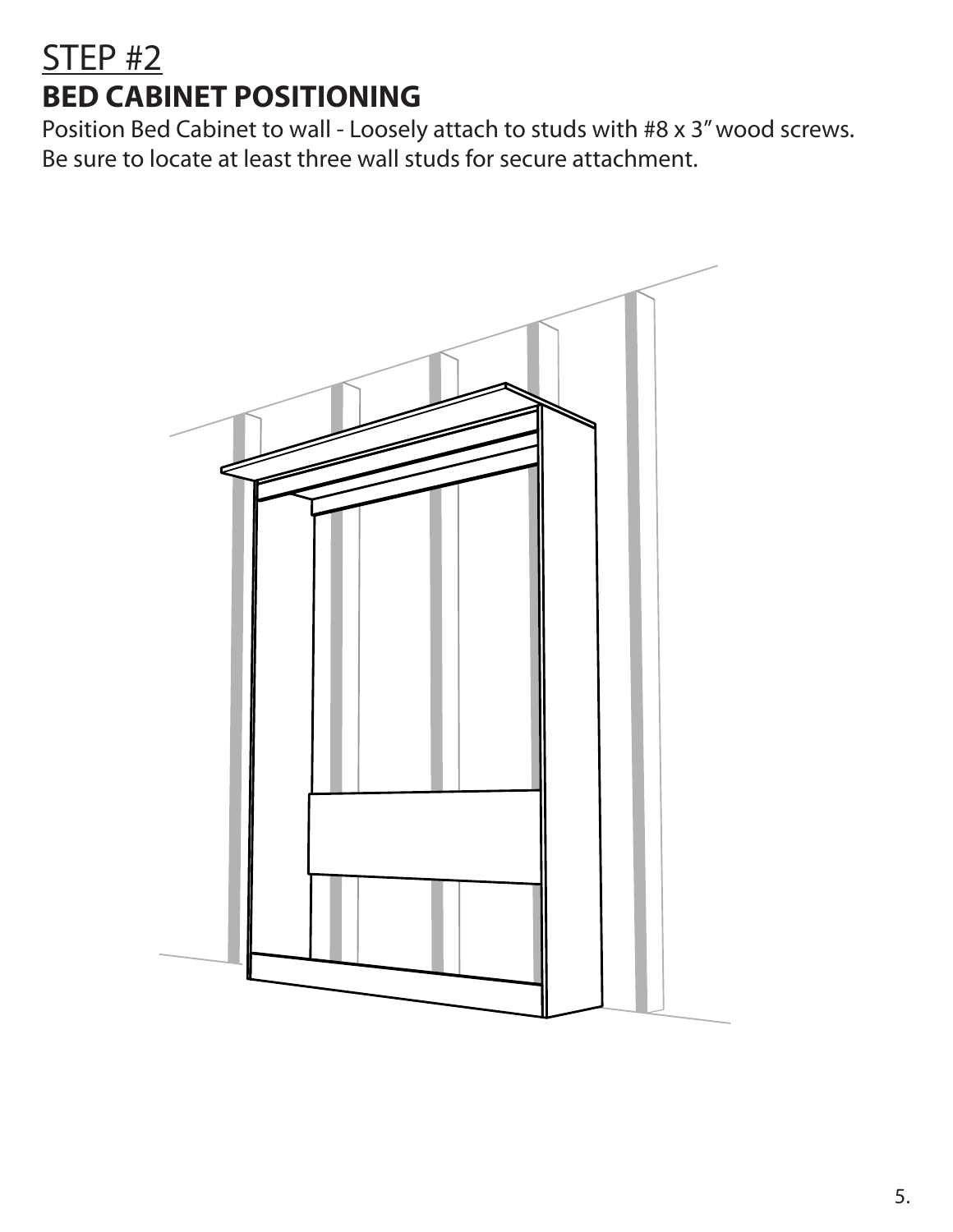## STEP #2

# BED CABINET POSITIONING

Position Bed Cabinet to wall - Loosely attach to studs with #8 x 3" wood screws.
Be sure to locate at least three wall studs for secure attachment.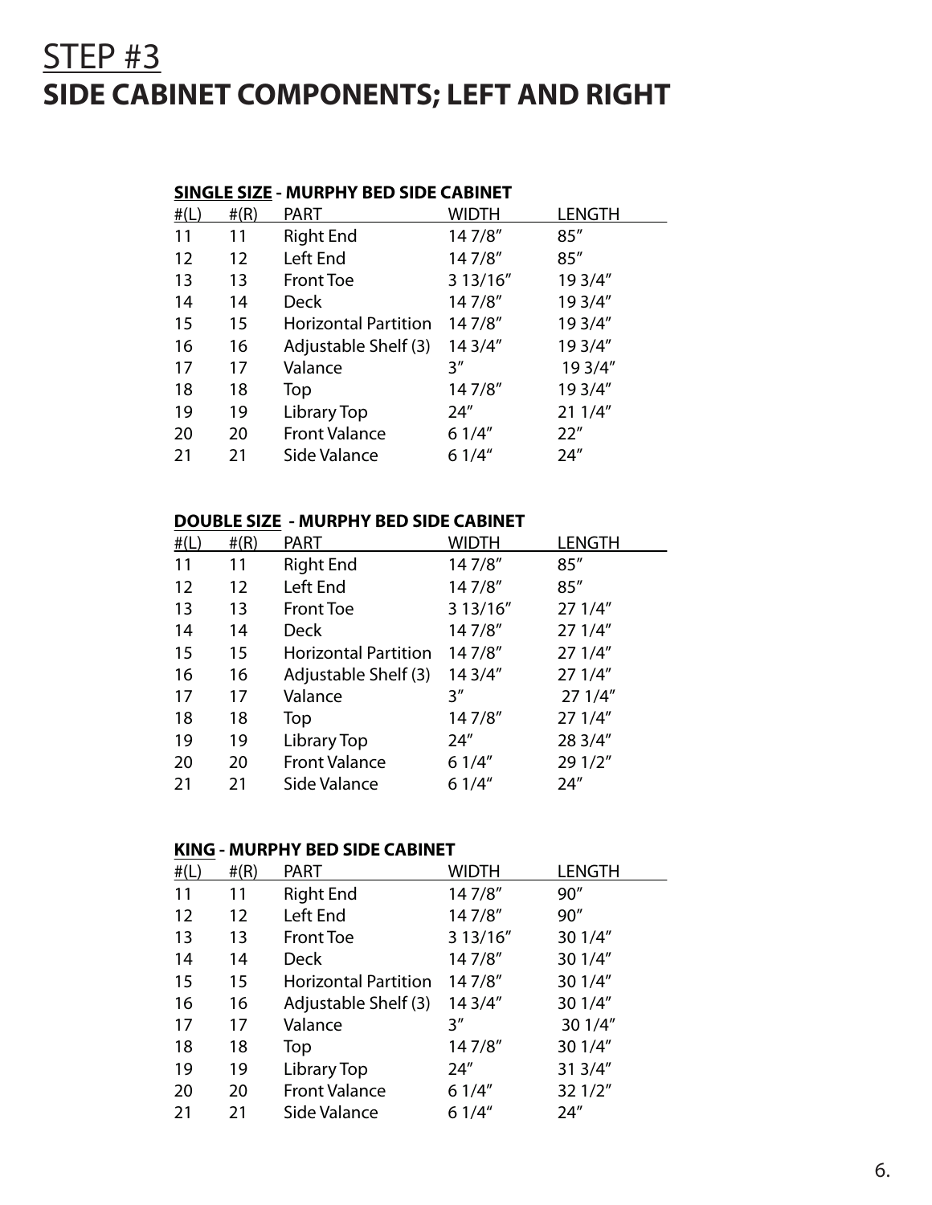# STEP #3

# SIDE CABINET COMPONENTS; LEFT AND RIGHT

**SINGLE SIZE - MURPHY BED SIDE CABINET**

| #(L) | #(R) | PART | WIDTH | LENGTH |
|---|---|---|---|---|
| 11 | 11 | Right End | 14 7/8″ | 85″ |
| 12 | 12 | Left End | 14 7/8″ | 85″ |
| 13 | 13 | Front Toe | 3 13/16″ | 19 3/4″ |
| 14 | 14 | Deck | 14 7/8″ | 19 3/4″ |
| 15 | 15 | Horizontal Partition | 14 7/8″ | 19 3/4″ |
| 16 | 16 | Adjustable Shelf (3) | 14 3/4″ | 19 3/4″ |
| 17 | 17 | Valance | 3″ | 19 3/4″ |
| 18 | 18 | Top | 14 7/8″ | 19 3/4″ |
| 19 | 19 | Library Top | 24″ | 21 1/4″ |
| 20 | 20 | Front Valance | 6 1/4″ | 22″ |
| 21 | 21 | Side Valance | 6 1/4″ | 24″ |

**DOUBLE SIZE - MURPHY BED SIDE CABINET**

| #(L) | #(R) | PART | WIDTH | LENGTH |
|---|---|---|---|---|
| 11 | 11 | Right End | 14 7/8″ | 85″ |
| 12 | 12 | Left End | 14 7/8″ | 85″ |
| 13 | 13 | Front Toe | 3 13/16″ | 27 1/4″ |
| 14 | 14 | Deck | 14 7/8″ | 27 1/4″ |
| 15 | 15 | Horizontal Partition | 14 7/8″ | 27 1/4″ |
| 16 | 16 | Adjustable Shelf (3) | 14 3/4″ | 27 1/4″ |
| 17 | 17 | Valance | 3″ | 27 1/4″ |
| 18 | 18 | Top | 14 7/8″ | 27 1/4″ |
| 19 | 19 | Library Top | 24″ | 28 3/4″ |
| 20 | 20 | Front Valance | 6 1/4″ | 29 1/2″ |
| 21 | 21 | Side Valance | 6 1/4″ | 24″ |

**KING - MURPHY BED SIDE CABINET**

| #(L) | #(R) | PART | WIDTH | LENGTH |
|---|---|---|---|---|
| 11 | 11 | Right End | 14 7/8″ | 90″ |
| 12 | 12 | Left End | 14 7/8″ | 90″ |
| 13 | 13 | Front Toe | 3 13/16″ | 30 1/4″ |
| 14 | 14 | Deck | 14 7/8″ | 30 1/4″ |
| 15 | 15 | Horizontal Partition | 14 7/8″ | 30 1/4″ |
| 16 | 16 | Adjustable Shelf (3) | 14 3/4″ | 30 1/4″ |
| 17 | 17 | Valance | 3″ | 30 1/4″ |
| 18 | 18 | Top | 14 7/8″ | 30 1/4″ |
| 19 | 19 | Library Top | 24″ | 31 3/4″ |
| 20 | 20 | Front Valance | 6 1/4″ | 32 1/2″ |
| 21 | 21 | Side Valance | 6 1/4″ | 24″ |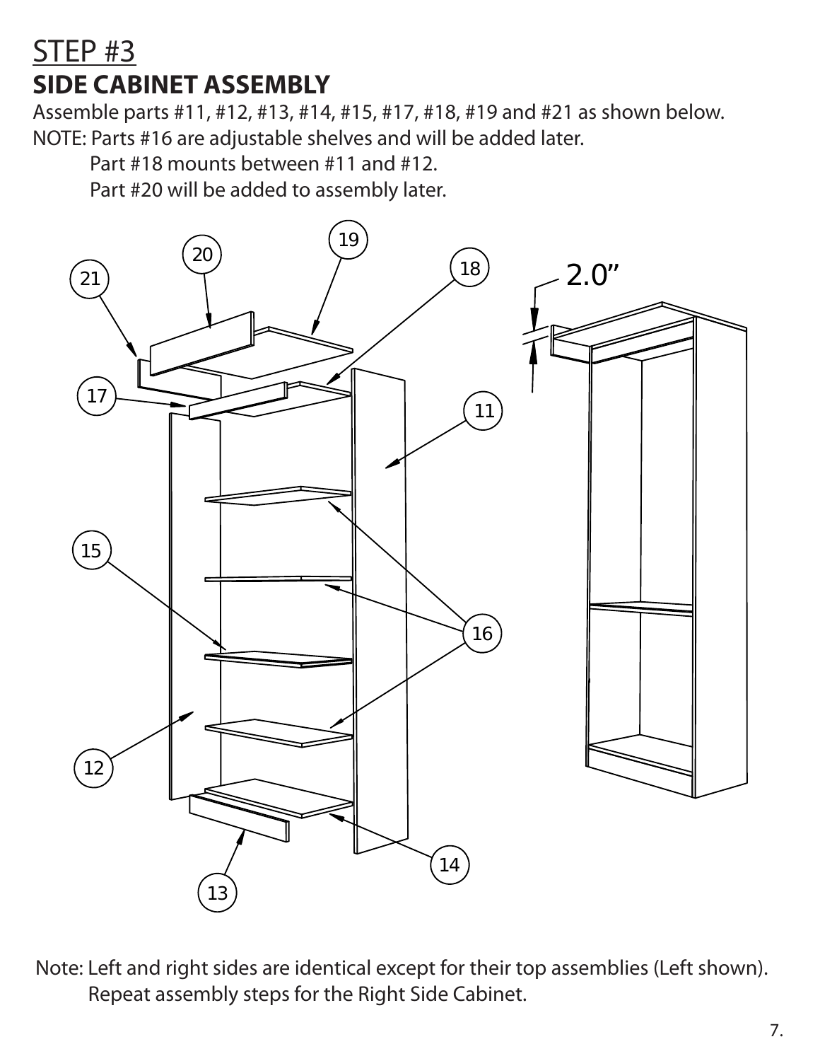# STEP #3

## SIDE CABINET ASSEMBLY

Assemble parts #11, #12, #13, #14, #15, #17, #18, #19 and #21 as shown below.

NOTE: Parts #16 are adjustable shelves and will be added later.

Part #18 mounts between #11 and #12.

Part #20 will be added to assembly later.

Note: Left and right sides are identical except for their top assemblies (Left shown).
Repeat assembly steps for the Right Side Cabinet.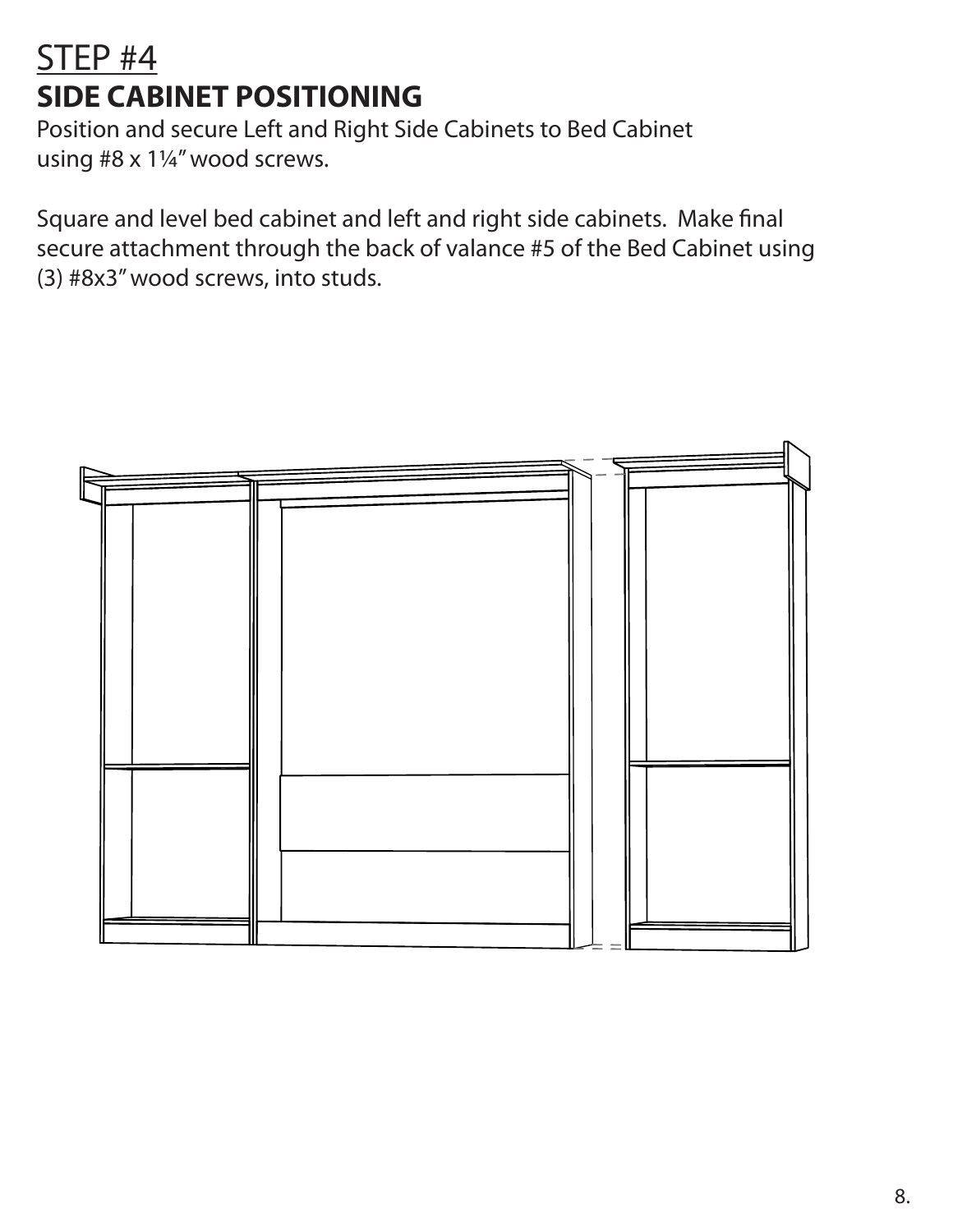## STEP #4

## SIDE CABINET POSITIONING

Position and secure Left and Right Side Cabinets to Bed Cabinet using #8 x 1¼" wood screws.

Square and level bed cabinet and left and right side cabinets. Make final secure attachment through the back of valance #5 of the Bed Cabinet using (3) #8x3" wood screws, into studs.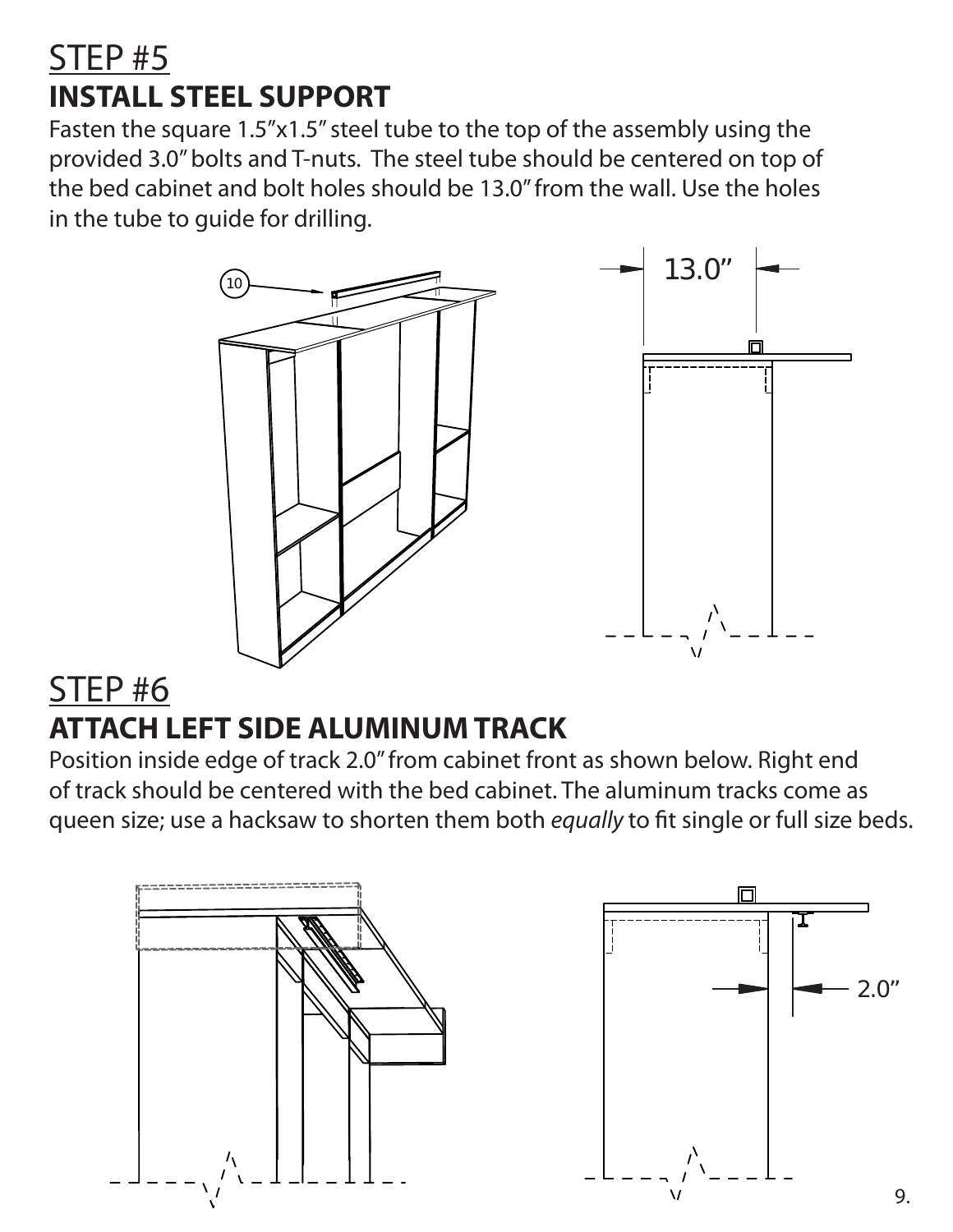# STEP #5

## INSTALL STEEL SUPPORT

Fasten the square 1.5"x1.5" steel tube to the top of the assembly using the provided 3.0" bolts and T-nuts. The steel tube should be centered on top of the bed cabinet and bolt holes should be 13.0" from the wall. Use the holes in the tube to guide for drilling.

10

13.0"

# STEP #6

## ATTACH LEFT SIDE ALUMINUM TRACK

Position inside edge of track 2.0" from cabinet front as shown below. Right end of track should be centered with the bed cabinet. The aluminum tracks come as queen size; use a hacksaw to shorten them both *equally* to fit single or full size beds.

2.0"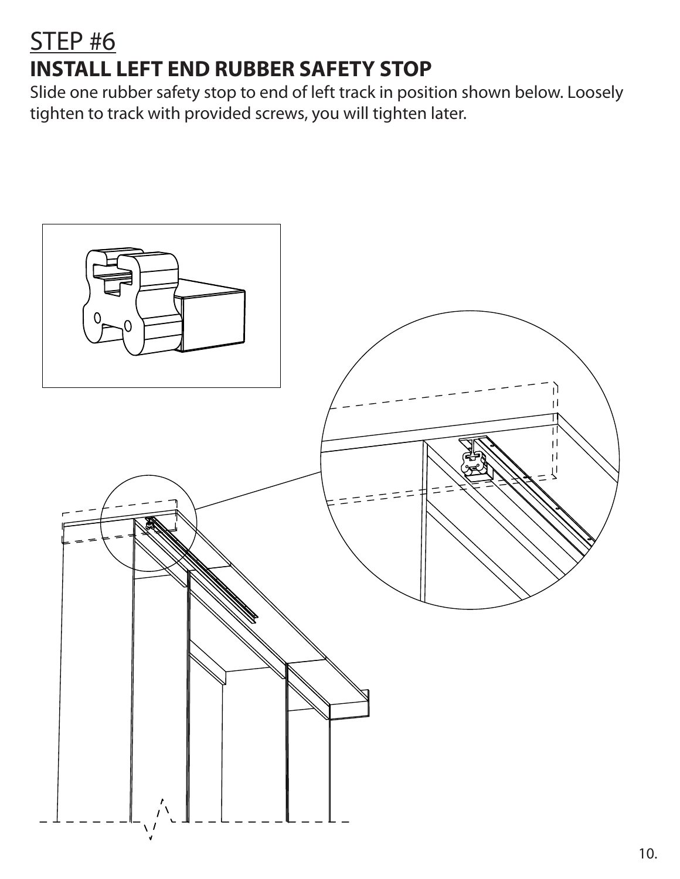# STEP #6

## INSTALL LEFT END RUBBER SAFETY STOP

Slide one rubber safety stop to end of left track in position shown below. Loosely tighten to track with provided screws, you will tighten later.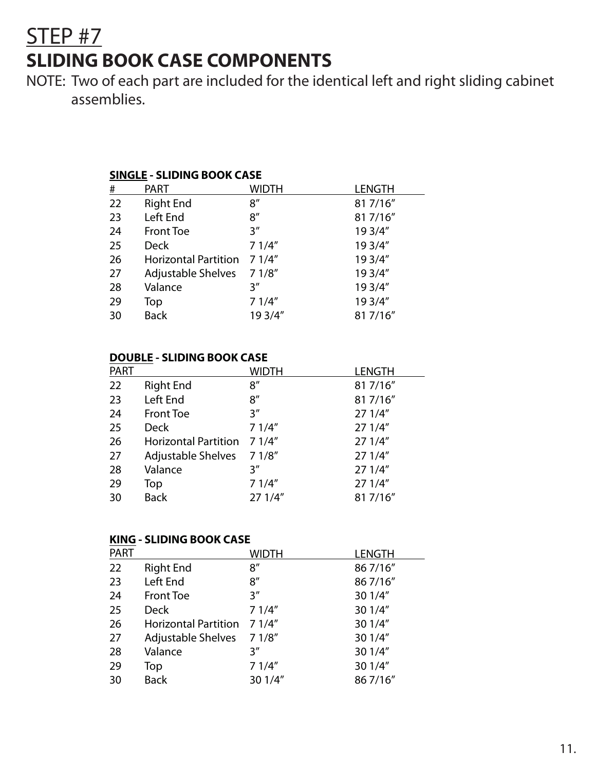## STEP #7

# SLIDING BOOK CASE COMPONENTS

NOTE: Two of each part are included for the identical left and right sliding cabinet assemblies.

**SINGLE - SLIDING BOOK CASE**

| # | PART | WIDTH | LENGTH |
|---|---|---|---|
| 22 | Right End | 8″ | 81 7/16″ |
| 23 | Left End | 8″ | 81 7/16″ |
| 24 | Front Toe | 3″ | 19 3/4″ |
| 25 | Deck | 7 1/4″ | 19 3/4″ |
| 26 | Horizontal Partition | 7 1/4″ | 19 3/4″ |
| 27 | Adjustable Shelves | 7 1/8″ | 19 3/4″ |
| 28 | Valance | 3″ | 19 3/4″ |
| 29 | Top | 7 1/4″ | 19 3/4″ |
| 30 | Back | 19 3/4″ | 81 7/16″ |

**DOUBLE - SLIDING BOOK CASE**

| PART | | WIDTH | LENGTH |
|---|---|---|---|
| 22 | Right End | 8″ | 81 7/16″ |
| 23 | Left End | 8″ | 81 7/16″ |
| 24 | Front Toe | 3″ | 27 1/4″ |
| 25 | Deck | 7 1/4″ | 27 1/4″ |
| 26 | Horizontal Partition | 7 1/4″ | 27 1/4″ |
| 27 | Adjustable Shelves | 7 1/8″ | 27 1/4″ |
| 28 | Valance | 3″ | 27 1/4″ |
| 29 | Top | 7 1/4″ | 27 1/4″ |
| 30 | Back | 27 1/4″ | 81 7/16″ |

**KING - SLIDING BOOK CASE**

| PART | | WIDTH | LENGTH |
|---|---|---|---|
| 22 | Right End | 8″ | 86 7/16″ |
| 23 | Left End | 8″ | 86 7/16″ |
| 24 | Front Toe | 3″ | 30 1/4″ |
| 25 | Deck | 7 1/4″ | 30 1/4″ |
| 26 | Horizontal Partition | 7 1/4″ | 30 1/4″ |
| 27 | Adjustable Shelves | 7 1/8″ | 30 1/4″ |
| 28 | Valance | 3″ | 30 1/4″ |
| 29 | Top | 7 1/4″ | 30 1/4″ |
| 30 | Back | 30 1/4″ | 86 7/16″ |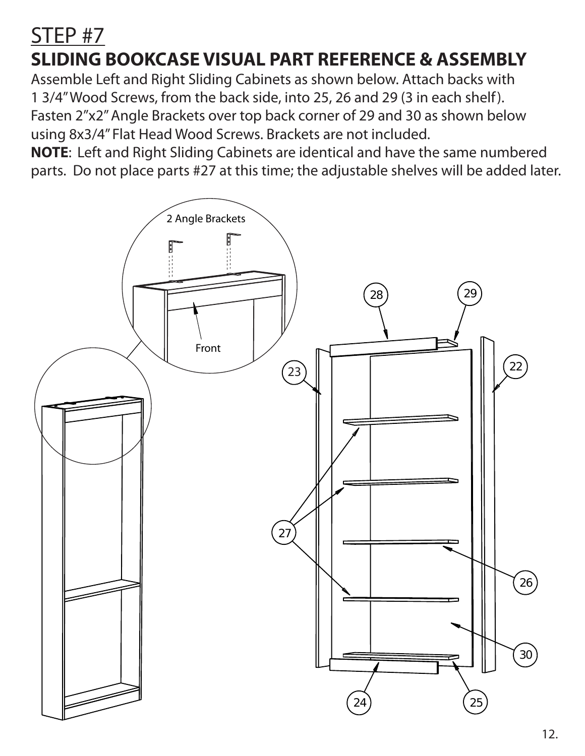# STEP #7

## SLIDING BOOKCASE VISUAL PART REFERENCE & ASSEMBLY

Assemble Left and Right Sliding Cabinets as shown below. Attach backs with 1 3/4" Wood Screws, from the back side, into 25, 26 and 29 (3 in each shelf). Fasten 2"x2" Angle Brackets over top back corner of 29 and 30 as shown below using 8x3/4" Flat Head Wood Screws. Brackets are not included.

**NOTE**: Left and Right Sliding Cabinets are identical and have the same numbered parts. Do not place parts #27 at this time; the adjustable shelves will be added later.

2 Angle Brackets

Front

28 29 23 22 27 26 30 24 25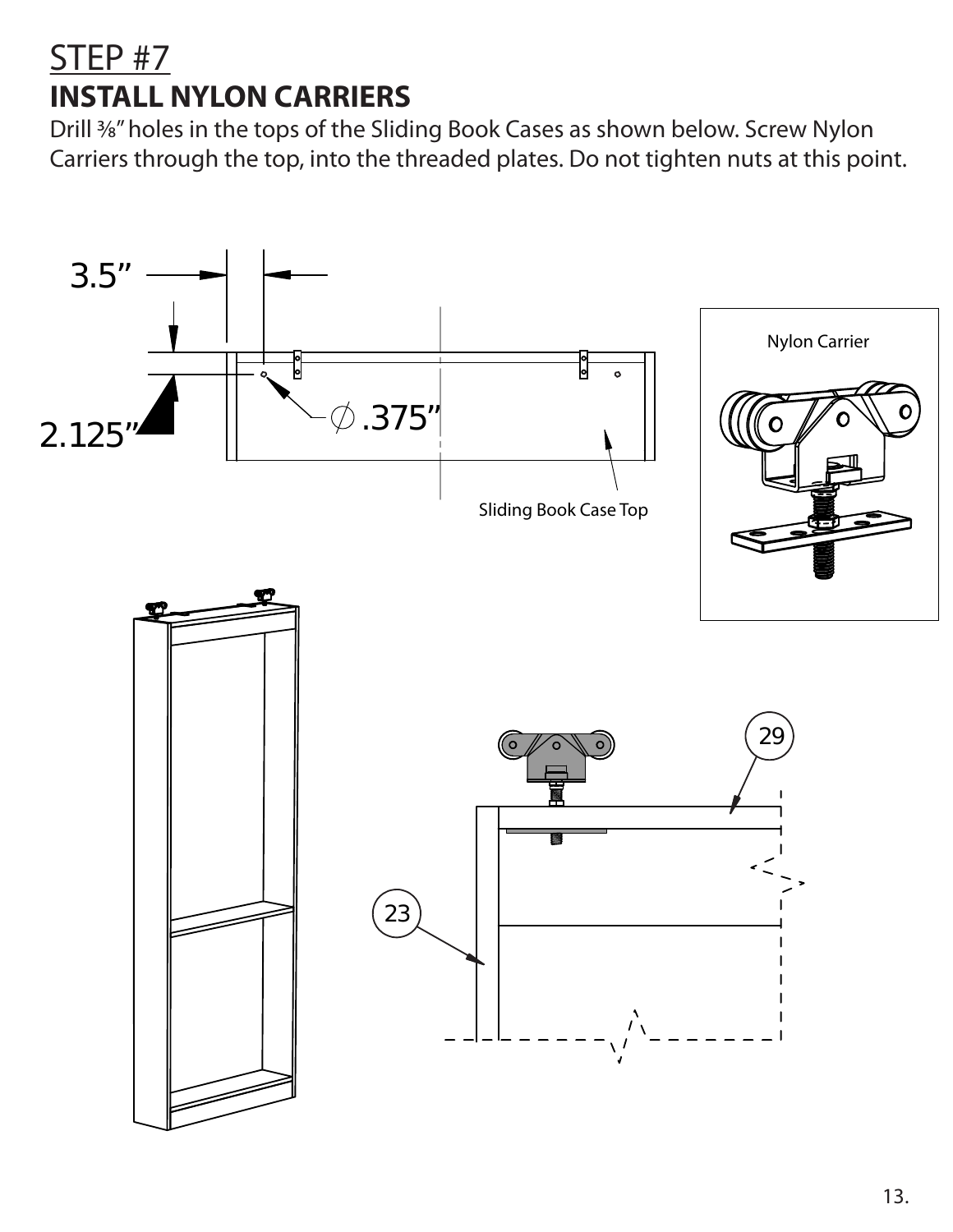# STEP #7

## INSTALL NYLON CARRIERS

Drill ⅜" holes in the tops of the Sliding Book Cases as shown below. Screw Nylon Carriers through the top, into the threaded plates. Do not tighten nuts at this point.

3.5"

2.125"

∅ .375"

Sliding Book Case Top

Nylon Carrier

29

23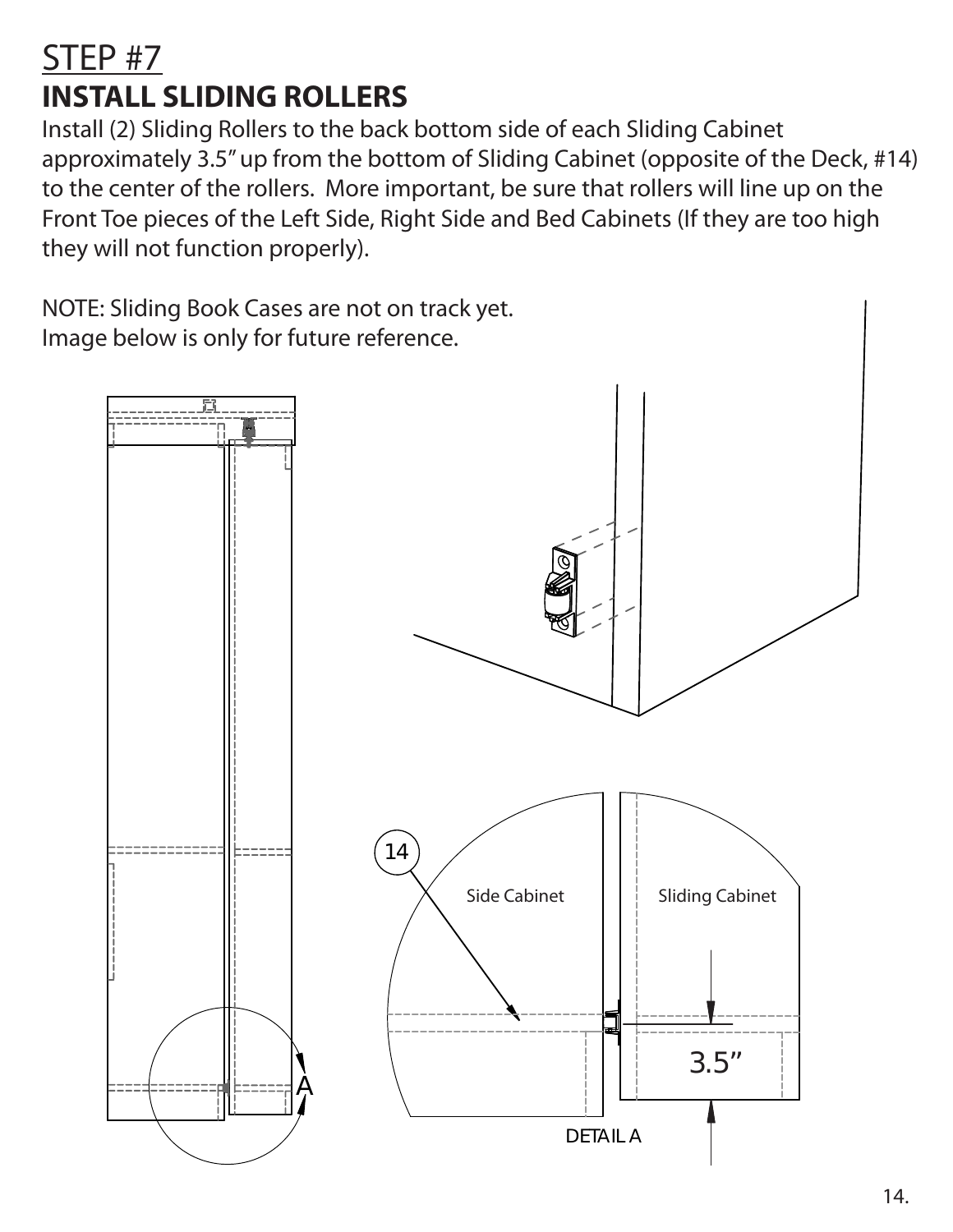# STEP #7

## INSTALL SLIDING ROLLERS

Install (2) Sliding Rollers to the back bottom side of each Sliding Cabinet approximately 3.5" up from the bottom of Sliding Cabinet (opposite of the Deck, #14) to the center of the rollers. More important, be sure that rollers will line up on the Front Toe pieces of the Left Side, Right Side and Bed Cabinets (If they are too high they will not function properly).

NOTE: Sliding Book Cases are not on track yet.
Image below is only for future reference.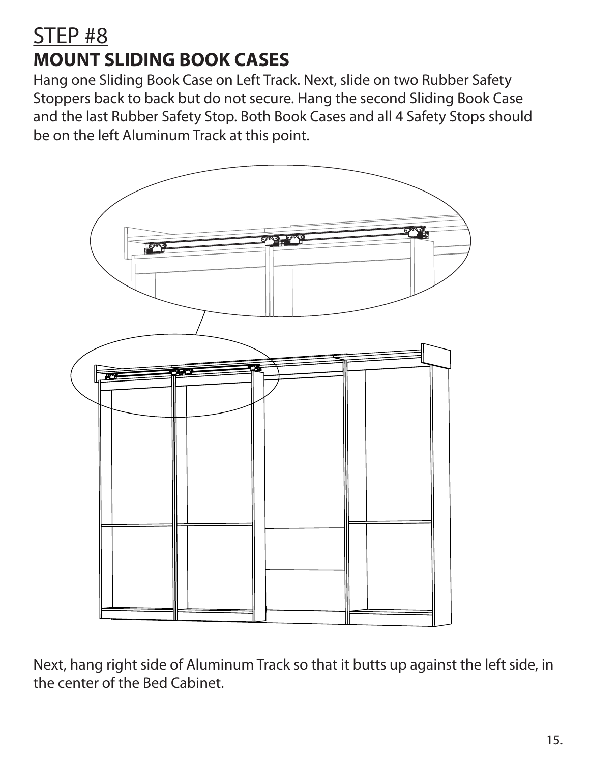# STEP #8

## MOUNT SLIDING BOOK CASES

Hang one Sliding Book Case on Left Track. Next, slide on two Rubber Safety Stoppers back to back but do not secure. Hang the second Sliding Book Case and the last Rubber Safety Stop. Both Book Cases and all 4 Safety Stops should be on the left Aluminum Track at this point.

Next, hang right side of Aluminum Track so that it butts up against the left side, in the center of the Bed Cabinet.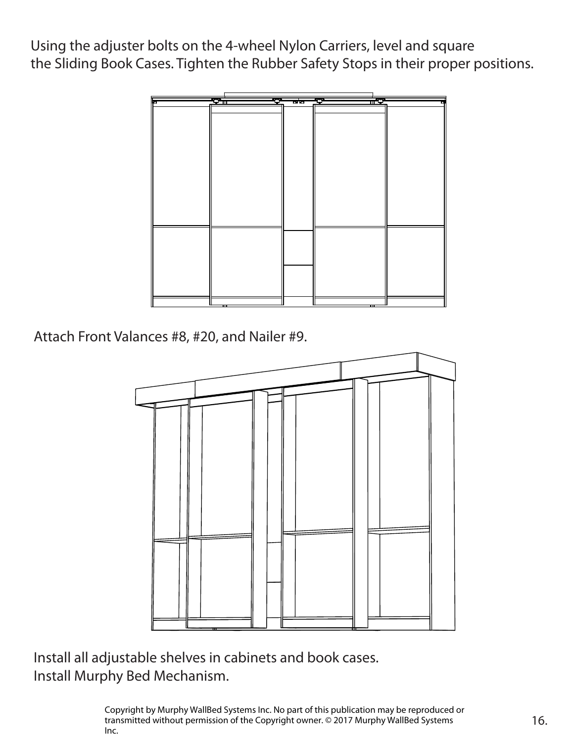Using the adjuster bolts on the 4-wheel Nylon Carriers, level and square the Sliding Book Cases. Tighten the Rubber Safety Stops in their proper positions.

Attach Front Valances #8, #20, and Nailer #9.

Install all adjustable shelves in cabinets and book cases.
Install Murphy Bed Mechanism.

Copyright by Murphy WallBed Systems Inc. No part of this publication may be reproduced or transmitted without permission of the Copyright owner. © 2017 Murphy WallBed Systems Inc.